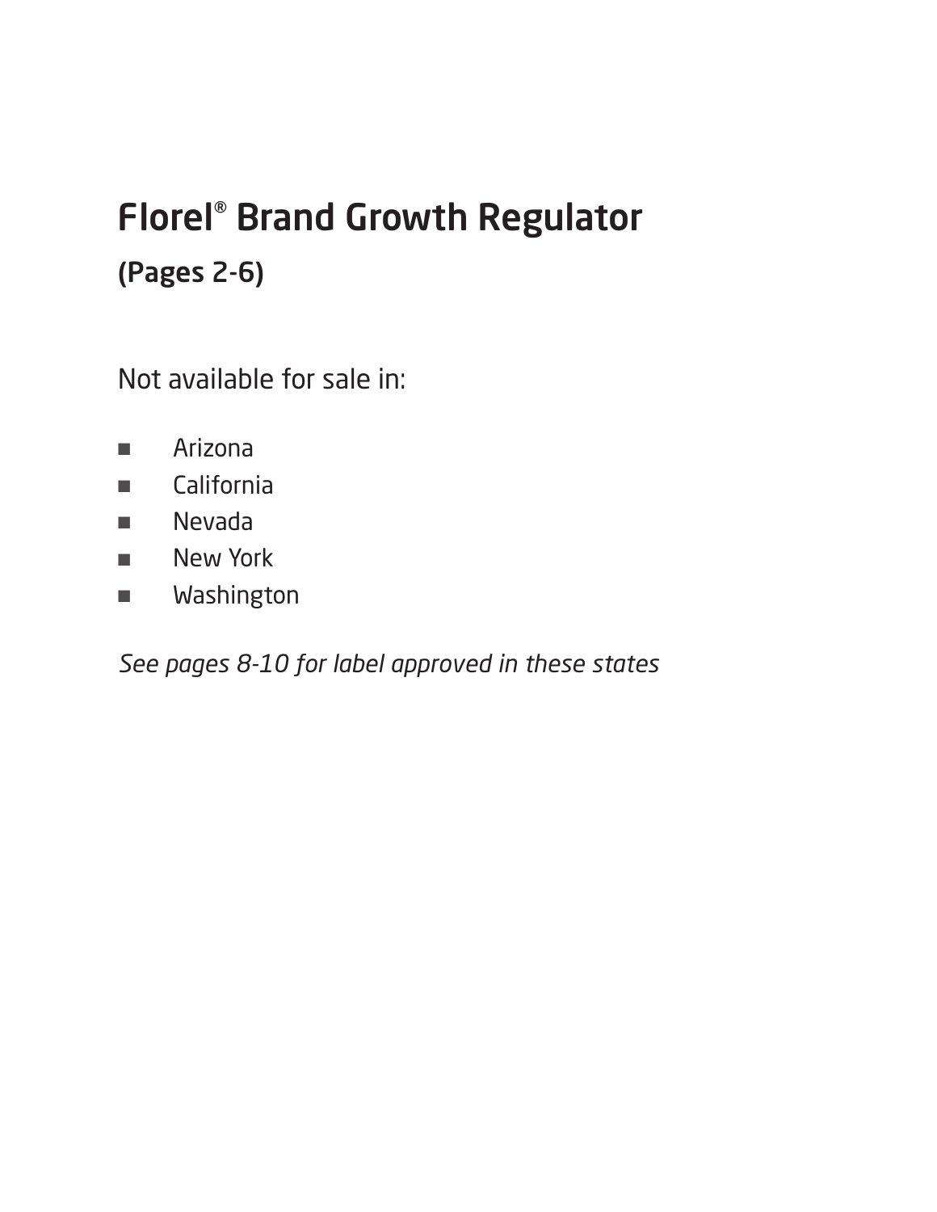# Florel® Brand Growth Regulator

## (Pages 2-6)

Not available for sale in:

- Arizona
- California
- Nevada
- New York
- Washington

*See pages 8-10 for label approved in these states*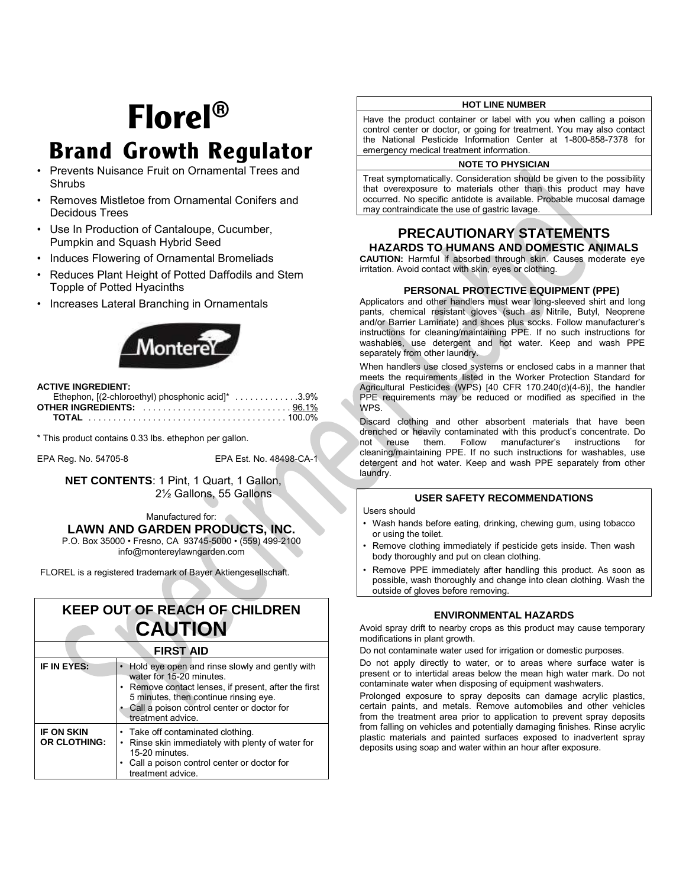# Florel®

## Brand Growth Regulator

- Prevents Nuisance Fruit on Ornamental Trees and Shrubs
- Removes Mistletoe from Ornamental Conifers and Decidous Trees
- Use In Production of Cantaloupe, Cucumber, Pumpkin and Squash Hybrid Seed
- Induces Flowering of Ornamental Bromeliads
- Reduces Plant Height of Potted Daffodils and Stem Topple of Potted Hyacinths
- Increases Lateral Branching in Ornamentals

Monterey

**ACTIVE INGREDIENT:**

| | |
|---|---|
| Ethephon, [(2-chloroethyl) phosphonic acid]* | 3.9% |
| **OTHER INGREDIENTS:** | 96.1% |
| **TOTAL** | 100.0% |

* This product contains 0.33 lbs. ethephon per gallon.

EPA Reg. No. 54705-8 EPA Est. No. 48498-CA-1

**NET CONTENTS**: 1 Pint, 1 Quart, 1 Gallon, 2½ Gallons, 55 Gallons

Manufactured for:

**LAWN AND GARDEN PRODUCTS, INC.**

P.O. Box 35000 • Fresno, CA 93745-5000 • (559) 499-2100
info@montereylawngarden.com

FLOREL is a registered trademark of Bayer Aktiengesellschaft.

## KEEP OUT OF REACH OF CHILDREN
## CAUTION

### FIRST AID

| | |
|---|---|
| **IF IN EYES:** | • Hold eye open and rinse slowly and gently with water for 15-20 minutes.<br>• Remove contact lenses, if present, after the first 5 minutes, then continue rinsing eye.<br>• Call a poison control center or doctor for treatment advice. |
| **IF ON SKIN OR CLOTHING:** | • Take off contaminated clothing.<br>• Rinse skin immediately with plenty of water for 15-20 minutes.<br>• Call a poison control center or doctor for treatment advice. |

### HOT LINE NUMBER

Have the product container or label with you when calling a poison control center or doctor, or going for treatment. You may also contact the National Pesticide Information Center at 1-800-858-7378 for emergency medical treatment information.

### NOTE TO PHYSICIAN

Treat symptomatically. Consideration should be given to the possibility that overexposure to materials other than this product may have occurred. No specific antidote is available. Probable mucosal damage may contraindicate the use of gastric lavage.

## PRECAUTIONARY STATEMENTS

### HAZARDS TO HUMANS AND DOMESTIC ANIMALS

**CAUTION:** Harmful if absorbed through skin. Causes moderate eye irritation. Avoid contact with skin, eyes or clothing.

### PERSONAL PROTECTIVE EQUIPMENT (PPE)

Applicators and other handlers must wear long-sleeved shirt and long pants, chemical resistant gloves (such as Nitrile, Butyl, Neoprene and/or Barrier Laminate) and shoes plus socks. Follow manufacturer's instructions for cleaning/maintaining PPE. If no such instructions for washables, use detergent and hot water. Keep and wash PPE separately from other laundry.

When handlers use closed systems or enclosed cabs in a manner that meets the requirements listed in the Worker Protection Standard for Agricultural Pesticides (WPS) [40 CFR 170.240(d)(4-6)], the handler PPE requirements may be reduced or modified as specified in the WPS.

Discard clothing and other absorbent materials that have been drenched or heavily contaminated with this product's concentrate. Do not reuse them. Follow manufacturer's instructions for cleaning/maintaining PPE. If no such instructions for washables, use detergent and hot water. Keep and wash PPE separately from other laundry.

### USER SAFETY RECOMMENDATIONS

Users should

- Wash hands before eating, drinking, chewing gum, using tobacco or using the toilet.
- Remove clothing immediately if pesticide gets inside. Then wash body thoroughly and put on clean clothing.
- Remove PPE immediately after handling this product. As soon as possible, wash thoroughly and change into clean clothing. Wash the outside of gloves before removing.

### ENVIRONMENTAL HAZARDS

Avoid spray drift to nearby crops as this product may cause temporary modifications in plant growth.

Do not contaminate water used for irrigation or domestic purposes.

Do not apply directly to water, or to areas where surface water is present or to intertidal areas below the mean high water mark. Do not contaminate water when disposing of equipment washwaters.

Prolonged exposure to spray deposits can damage acrylic plastics, certain paints, and metals. Remove automobiles and other vehicles from the treatment area prior to application to prevent spray deposits from falling on vehicles and potentially damaging finishes. Rinse acrylic plastic materials and painted surfaces exposed to inadvertent spray deposits using soap and water within an hour after exposure.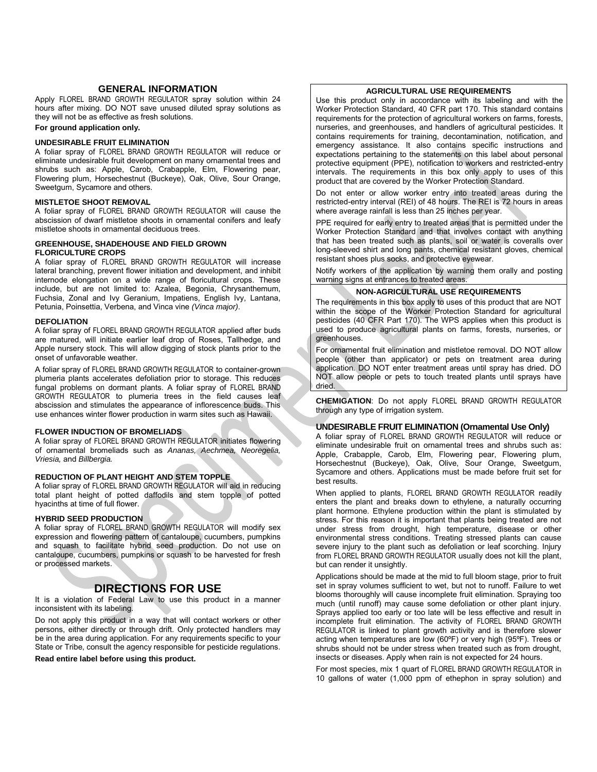## GENERAL INFORMATION

Apply FLOREL BRAND GROWTH REGULATOR spray solution within 24 hours after mixing. DO NOT save unused diluted spray solutions as they will not be as effective as fresh solutions.

**For ground application only.**

### UNDESIRABLE FRUIT ELIMINATION

A foliar spray of FLOREL BRAND GROWTH REGULATOR will reduce or eliminate undesirable fruit development on many ornamental trees and shrubs such as: Apple, Carob, Crabapple, Elm, Flowering pear, Flowering plum, Horsechestnut (Buckeye), Oak, Olive, Sour Orange, Sweetgum, Sycamore and others.

### MISTLETOE SHOOT REMOVAL

A foliar spray of FLOREL BRAND GROWTH REGULATOR will cause the abscission of dwarf mistletoe shoots in ornamental conifers and leafy mistletoe shoots in ornamental deciduous trees.

### GREENHOUSE, SHADEHOUSE AND FIELD GROWN FLORICULTURE CROPS

A foliar spray of FLOREL BRAND GROWTH REGULATOR will increase lateral branching, prevent flower initiation and development, and inhibit internode elongation on a wide range of floricultural crops. These include, but are not limited to: Azalea, Begonia, Chrysanthemum, Fuchsia, Zonal and Ivy Geranium, Impatiens, English Ivy, Lantana, Petunia, Poinsettia, Verbena, and Vinca vine *(Vinca major)*.

### DEFOLIATION

A foliar spray of FLOREL BRAND GROWTH REGULATOR applied after buds are matured, will initiate earlier leaf drop of Roses, Tallhedge, and Apple nursery stock. This will allow digging of stock plants prior to the onset of unfavorable weather.

A foliar spray of FLOREL BRAND GROWTH REGULATOR to container-grown plumeria plants accelerates defoliation prior to storage. This reduces fungal problems on dormant plants. A foliar spray of FLOREL BRAND GROWTH REGULATOR to plumeria trees in the field causes leaf abscission and stimulates the appearance of inflorescence buds. This use enhances winter flower production in warm sites such as Hawaii.

### FLOWER INDUCTION OF BROMELIADS

A foliar spray of FLOREL BRAND GROWTH REGULATOR initiates flowering of ornamental bromeliads such as *Ananas, Aechmea, Neoregelia, Vriesia,* and *Billbergia.*

### REDUCTION OF PLANT HEIGHT AND STEM TOPPLE

A foliar spray of FLOREL BRAND GROWTH REGULATOR will aid in reducing total plant height of potted daffodils and stem topple of potted hyacinths at time of full flower.

### HYBRID SEED PRODUCTION

A foliar spray of FLOREL BRAND GROWTH REGULATOR will modify sex expression and flowering pattern of cantaloupe, cucumbers, pumpkins and squash to facilitate hybrid seed production. Do not use on cantaloupe, cucumbers, pumpkins or squash to be harvested for fresh or processed markets.

## DIRECTIONS FOR USE

It is a violation of Federal Law to use this product in a manner inconsistent with its labeling.

Do not apply this product in a way that will contact workers or other persons, either directly or through drift. Only protected handlers may be in the area during application. For any requirements specific to your State or Tribe, consult the agency responsible for pesticide regulations.

**Read entire label before using this product.**

### AGRICULTURAL USE REQUIREMENTS

Use this product only in accordance with its labeling and with the Worker Protection Standard, 40 CFR part 170. This standard contains requirements for the protection of agricultural workers on farms, forests, nurseries, and greenhouses, and handlers of agricultural pesticides. It contains requirements for training, decontamination, notification, and emergency assistance. It also contains specific instructions and expectations pertaining to the statements on this label about personal protective equipment (PPE), notification to workers and restricted-entry intervals. The requirements in this box only apply to uses of this product that are covered by the Worker Protection Standard.

Do not enter or allow worker entry into treated areas during the restricted-entry interval (REI) of 48 hours. The REI is 72 hours in areas where average rainfall is less than 25 inches per year.

PPE required for early entry to treated areas that is permitted under the Worker Protection Standard and that involves contact with anything that has been treated such as plants, soil or water is coveralls over long-sleeved shirt and long pants, chemical resistant gloves, chemical resistant shoes plus socks, and protective eyewear.

Notify workers of the application by warning them orally and posting warning signs at entrances to treated areas.

### NON-AGRICULTURAL USE REQUIREMENTS

The requirements in this box apply to uses of this product that are NOT within the scope of the Worker Protection Standard for agricultural pesticides (40 CFR Part 170). The WPS applies when this product is used to produce agricultural plants on farms, forests, nurseries, or greenhouses.

For ornamental fruit elimination and mistletoe removal. DO NOT allow people (other than applicator) or pets on treatment area during application. DO NOT enter treatment areas until spray has dried. DO NOT allow people or pets to touch treated plants until sprays have dried.

**CHEMIGATION**: Do not apply FLOREL BRAND GROWTH REGULATOR through any type of irrigation system.

### UNDESIRABLE FRUIT ELIMINATION (Ornamental Use Only)

A foliar spray of FLOREL BRAND GROWTH REGULATOR will reduce or eliminate undesirable fruit on ornamental trees and shrubs such as: Apple, Crabapple, Carob, Elm, Flowering pear, Flowering plum, Horsechestnut (Buckeye), Oak, Olive, Sour Orange, Sweetgum, Sycamore and others. Applications must be made before fruit set for best results.

When applied to plants, FLOREL BRAND GROWTH REGULATOR readily enters the plant and breaks down to ethylene, a naturally occurring plant hormone. Ethylene production within the plant is stimulated by stress. For this reason it is important that plants being treated are not under stress from drought, high temperature, disease or other environmental stress conditions. Treating stressed plants can cause severe injury to the plant such as defoliation or leaf scorching. Injury from FLOREL BRAND GROWTH REGULATOR usually does not kill the plant, but can render it unsightly.

Applications should be made at the mid to full bloom stage, prior to fruit set in spray volumes sufficient to wet, but not to runoff. Failure to wet blooms thoroughly will cause incomplete fruit elimination. Spraying too much (until runoff) may cause some defoliation or other plant injury. Sprays applied too early or too late will be less effective and result in incomplete fruit elimination. The activity of FLOREL BRAND GROWTH REGULATOR is linked to plant growth activity and is therefore slower acting when temperatures are low (60ºF) or very high (95ºF). Trees or shrubs should not be under stress when treated such as from drought, insects or diseases. Apply when rain is not expected for 24 hours.

For most species, mix 1 quart of FLOREL BRAND GROWTH REGULATOR in 10 gallons of water (1,000 ppm of ethephon in spray solution) and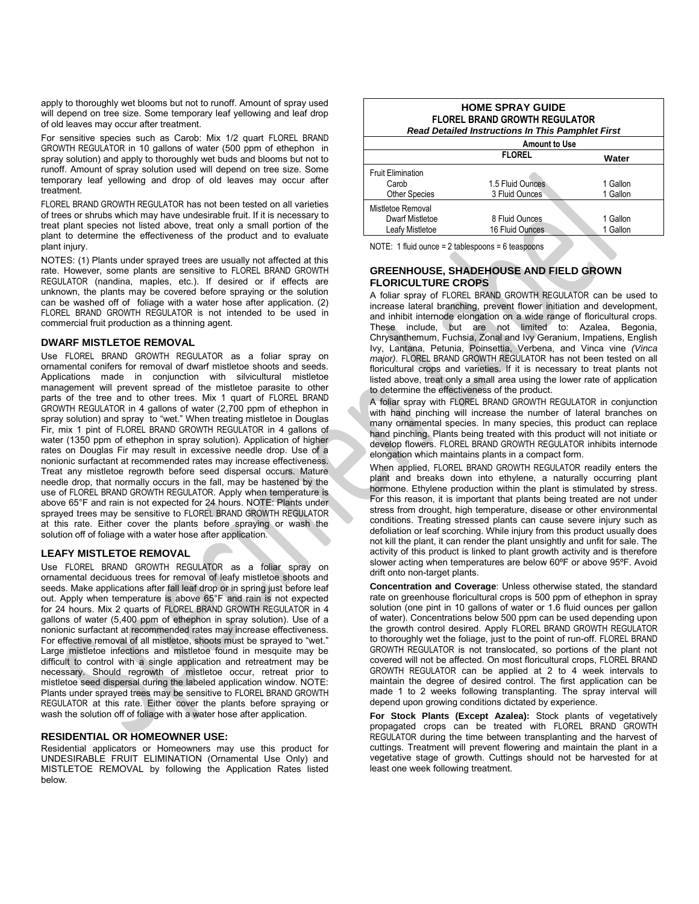apply to thoroughly wet blooms but not to runoff. Amount of spray used will depend on tree size. Some temporary leaf yellowing and leaf drop of old leaves may occur after treatment.

For sensitive species such as Carob: Mix 1/2 quart FLOREL BRAND GROWTH REGULATOR in 10 gallons of water (500 ppm of ethephon in spray solution) and apply to thoroughly wet buds and blooms but not to runoff. Amount of spray solution used will depend on tree size. Some temporary leaf yellowing and drop of old leaves may occur after treatment.

FLOREL BRAND GROWTH REGULATOR has not been tested on all varieties of trees or shrubs which may have undesirable fruit. If it is necessary to treat plant species not listed above, treat only a small portion of the plant to determine the effectiveness of the product and to evaluate plant injury.

NOTES: (1) Plants under sprayed trees are usually not affected at this rate. However, some plants are sensitive to FLOREL BRAND GROWTH REGULATOR (nandina, maples, etc.). If desired or if effects are unknown, the plants may be covered before spraying or the solution can be washed off of foliage with a water hose after application. (2) FLOREL BRAND GROWTH REGULATOR is not intended to be used in commercial fruit production as a thinning agent.

### DWARF MISTLETOE REMOVAL

Use FLOREL BRAND GROWTH REGULATOR as a foliar spray on ornamental conifers for removal of dwarf mistletoe shoots and seeds. Applications made in conjunction with silvicultural mistletoe management will prevent spread of the mistletoe parasite to other parts of the tree and to other trees. Mix 1 quart of FLOREL BRAND GROWTH REGULATOR in 4 gallons of water (2,700 ppm of ethephon in spray solution) and spray to "wet." When treating mistletoe in Douglas Fir, mix 1 pint of FLOREL BRAND GROWTH REGULATOR in 4 gallons of water (1350 ppm of ethephon in spray solution). Application of higher rates on Douglas Fir may result in excessive needle drop. Use of a nonionic surfactant at recommended rates may increase effectiveness. Treat any mistletoe regrowth before seed dispersal occurs. Mature needle drop, that normally occurs in the fall, may be hastened by the use of FLOREL BRAND GROWTH REGULATOR. Apply when temperature is above 65°F and rain is not expected for 24 hours. NOTE: Plants under sprayed trees may be sensitive to FLOREL BRAND GROWTH REGULATOR at this rate. Either cover the plants before spraying or wash the solution off of foliage with a water hose after application.

### LEAFY MISTLETOE REMOVAL

Use FLOREL BRAND GROWTH REGULATOR as a foliar spray on ornamental deciduous trees for removal of leafy mistletoe shoots and seeds. Make applications after fall leaf drop or in spring just before leaf out. Apply when temperature is above 65°F and rain is not expected for 24 hours. Mix 2 quarts of FLOREL BRAND GROWTH REGULATOR in 4 gallons of water (5,400 ppm of ethephon in spray solution). Use of a nonionic surfactant at recommended rates may increase effectiveness. For effective removal of all mistletoe, shoots must be sprayed to "wet." Large mistletoe infections and mistletoe found in mesquite may be difficult to control with a single application and retreatment may be necessary. Should regrowth of mistletoe occur, retreat prior to mistletoe seed dispersal during the labeled application window. NOTE: Plants under sprayed trees may be sensitive to FLOREL BRAND GROWTH REGULATOR at this rate. Either cover the plants before spraying or wash the solution off of foliage with a water hose after application.

### RESIDENTIAL OR HOMEOWNER USE:

Residential applicators or Homeowners may use this product for UNDESIRABLE FRUIT ELIMINATION (Ornamental Use Only) and MISTLETOE REMOVAL by following the Application Rates listed below.

**HOME SPRAY GUIDE**
**FLOREL BRAND GROWTH REGULATOR**
***Read Detailed Instructions In This Pamphlet First***

| | Amount to Use | |
|---|---|---|
| | FLOREL | Water |
| Fruit Elimination | | |
| Carob | 1.5 Fluid Ounces | 1 Gallon |
| Other Species | 3 Fluid Ounces | 1 Gallon |
| Mistletoe Removal | | |
| Dwarf Mistletoe | 8 Fluid Ounces | 1 Gallon |
| Leafy Mistletoe | 16 Fluid Ounces | 1 Gallon |

NOTE: 1 fluid ounce = 2 tablespoons = 6 teaspoons

### GREENHOUSE, SHADEHOUSE AND FIELD GROWN FLORICULTURE CROPS

A foliar spray of FLOREL BRAND GROWTH REGULATOR can be used to increase lateral branching, prevent flower initiation and development, and inhibit internode elongation on a wide range of floricultural crops. These include, but are not limited to: Azalea, Begonia, Chrysanthemum, Fuchsia, Zonal and Ivy Geranium, Impatiens, English Ivy, Lantana, Petunia, Poinsettia, Verbena, and Vinca vine *(Vinca major)*. FLOREL BRAND GROWTH REGULATOR has not been tested on all floricultural crops and varieties. If it is necessary to treat plants not listed above, treat only a small area using the lower rate of application to determine the effectiveness of the product.

A foliar spray with FLOREL BRAND GROWTH REGULATOR in conjunction with hand pinching will increase the number of lateral branches on many ornamental species. In many species, this product can replace hand pinching. Plants being treated with this product will not initiate or develop flowers. FLOREL BRAND GROWTH REGULATOR inhibits internode elongation which maintains plants in a compact form.

When applied, FLOREL BRAND GROWTH REGULATOR readily enters the plant and breaks down into ethylene, a naturally occurring plant hormone. Ethylene production within the plant is stimulated by stress. For this reason, it is important that plants being treated are not under stress from drought, high temperature, disease or other environmental conditions. Treating stressed plants can cause severe injury such as defoliation or leaf scorching. While injury from this product usually does not kill the plant, it can render the plant unsightly and unfit for sale. The activity of this product is linked to plant growth activity and is therefore slower acting when temperatures are below 60ºF or above 95ºF. Avoid drift onto non-target plants.

**Concentration and Coverage**: Unless otherwise stated, the standard rate on greenhouse floricultural crops is 500 ppm of ethephon in spray solution (one pint in 10 gallons of water or 1.6 fluid ounces per gallon of water). Concentrations below 500 ppm can be used depending upon the growth control desired. Apply FLOREL BRAND GROWTH REGULATOR to thoroughly wet the foliage, just to the point of run-off. FLOREL BRAND GROWTH REGULATOR is not translocated, so portions of the plant not covered will not be affected. On most floricultural crops, FLOREL BRAND GROWTH REGULATOR can be applied at 2 to 4 week intervals to maintain the degree of desired control. The first application can be made 1 to 2 weeks following transplanting. The spray interval will depend upon growing conditions dictated by experience.

**For Stock Plants (Except Azalea):** Stock plants of vegetatively propagated crops can be treated with FLOREL BRAND GROWTH REGULATOR during the time between transplanting and the harvest of cuttings. Treatment will prevent flowering and maintain the plant in a vegetative stage of growth. Cuttings should not be harvested for at least one week following treatment.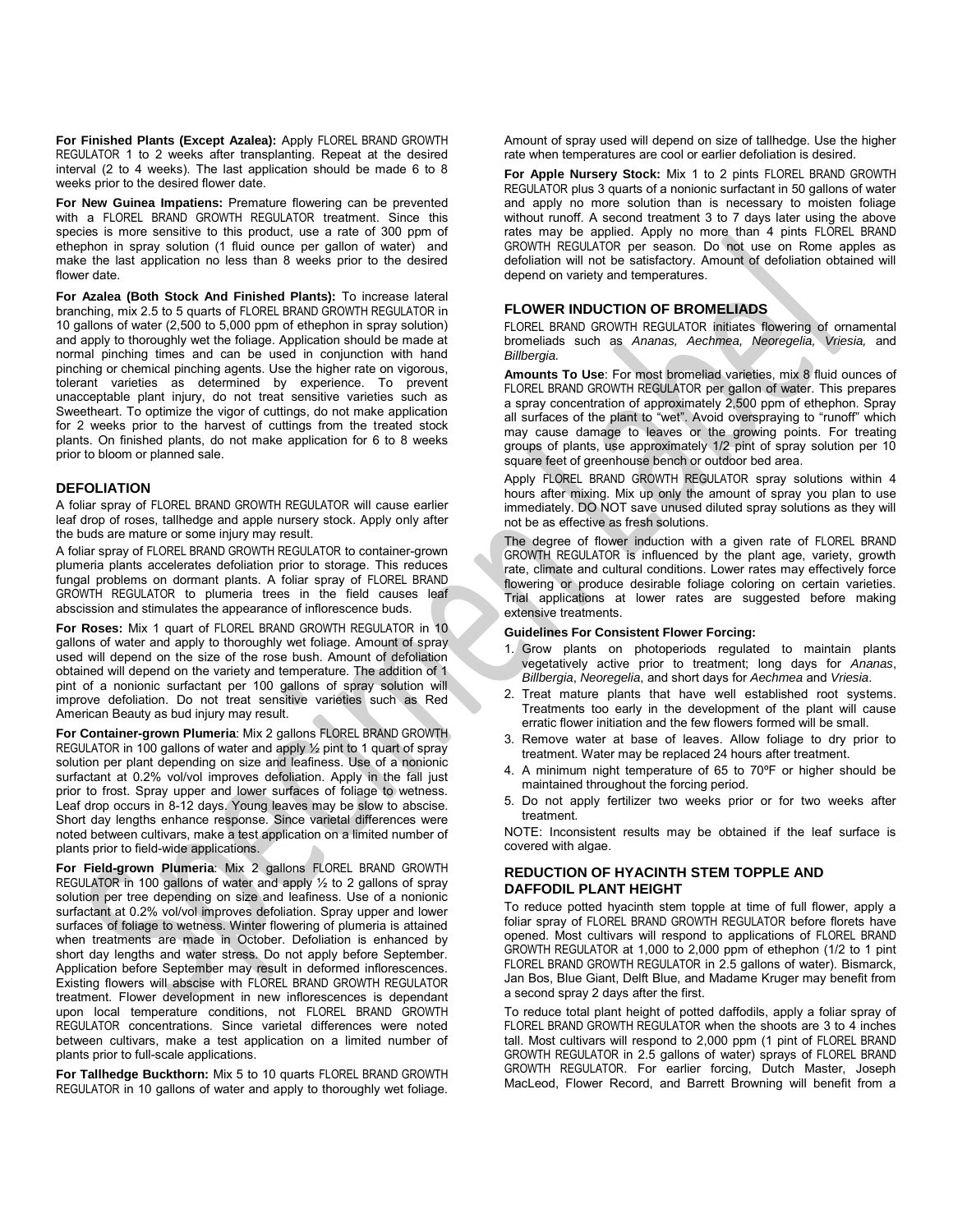**For Finished Plants (Except Azalea):** Apply FLOREL BRAND GROWTH REGULATOR 1 to 2 weeks after transplanting. Repeat at the desired interval (2 to 4 weeks). The last application should be made 6 to 8 weeks prior to the desired flower date.

**For New Guinea Impatiens:** Premature flowering can be prevented with a FLOREL BRAND GROWTH REGULATOR treatment. Since this species is more sensitive to this product, use a rate of 300 ppm of ethephon in spray solution (1 fluid ounce per gallon of water) and make the last application no less than 8 weeks prior to the desired flower date.

**For Azalea (Both Stock And Finished Plants):** To increase lateral branching, mix 2.5 to 5 quarts of FLOREL BRAND GROWTH REGULATOR in 10 gallons of water (2,500 to 5,000 ppm of ethephon in spray solution) and apply to thoroughly wet the foliage. Application should be made at normal pinching times and can be used in conjunction with hand pinching or chemical pinching agents. Use the higher rate on vigorous, tolerant varieties as determined by experience. To prevent unacceptable plant injury, do not treat sensitive varieties such as Sweetheart. To optimize the vigor of cuttings, do not make application for 2 weeks prior to the harvest of cuttings from the treated stock plants. On finished plants, do not make application for 6 to 8 weeks prior to bloom or planned sale.

## DEFOLIATION

A foliar spray of FLOREL BRAND GROWTH REGULATOR will cause earlier leaf drop of roses, tallhedge and apple nursery stock. Apply only after the buds are mature or some injury may result.

A foliar spray of FLOREL BRAND GROWTH REGULATOR to container-grown plumeria plants accelerates defoliation prior to storage. This reduces fungal problems on dormant plants. A foliar spray of FLOREL BRAND GROWTH REGULATOR to plumeria trees in the field causes leaf abscission and stimulates the appearance of inflorescence buds.

**For Roses:** Mix 1 quart of FLOREL BRAND GROWTH REGULATOR in 10 gallons of water and apply to thoroughly wet foliage. Amount of spray used will depend on the size of the rose bush. Amount of defoliation obtained will depend on the variety and temperature. The addition of 1 pint of a nonionic surfactant per 100 gallons of spray solution will improve defoliation. Do not treat sensitive varieties such as Red American Beauty as bud injury may result.

**For Container-grown Plumeria**: Mix 2 gallons FLOREL BRAND GROWTH REGULATOR in 100 gallons of water and apply ½ pint to 1 quart of spray solution per plant depending on size and leafiness. Use of a nonionic surfactant at 0.2% vol/vol improves defoliation. Apply in the fall just prior to frost. Spray upper and lower surfaces of foliage to wetness. Leaf drop occurs in 8-12 days. Young leaves may be slow to abscise. Short day lengths enhance response. Since varietal differences were noted between cultivars, make a test application on a limited number of plants prior to field-wide applications.

**For Field-grown Plumeria**: Mix 2 gallons FLOREL BRAND GROWTH REGULATOR in 100 gallons of water and apply ½ to 2 gallons of spray solution per tree depending on size and leafiness. Use of a nonionic surfactant at 0.2% vol/vol improves defoliation. Spray upper and lower surfaces of foliage to wetness. Winter flowering of plumeria is attained when treatments are made in October. Defoliation is enhanced by short day lengths and water stress. Do not apply before September. Application before September may result in deformed inflorescences. Existing flowers will abscise with FLOREL BRAND GROWTH REGULATOR treatment. Flower development in new inflorescences is dependant upon local temperature conditions, not FLOREL BRAND GROWTH REGULATOR concentrations. Since varietal differences were noted between cultivars, make a test application on a limited number of plants prior to full-scale applications.

**For Tallhedge Buckthorn:** Mix 5 to 10 quarts FLOREL BRAND GROWTH REGULATOR in 10 gallons of water and apply to thoroughly wet foliage. Amount of spray used will depend on size of tallhedge. Use the higher rate when temperatures are cool or earlier defoliation is desired.

**For Apple Nursery Stock:** Mix 1 to 2 pints FLOREL BRAND GROWTH REGULATOR plus 3 quarts of a nonionic surfactant in 50 gallons of water and apply no more solution than is necessary to moisten foliage without runoff. A second treatment 3 to 7 days later using the above rates may be applied. Apply no more than 4 pints FLOREL BRAND GROWTH REGULATOR per season. Do not use on Rome apples as defoliation will not be satisfactory. Amount of defoliation obtained will depend on variety and temperatures.

## FLOWER INDUCTION OF BROMELIADS

FLOREL BRAND GROWTH REGULATOR initiates flowering of ornamental bromeliads such as *Ananas, Aechmea, Neoregelia, Vriesia,* and *Billbergia.*

**Amounts To Use**: For most bromeliad varieties, mix 8 fluid ounces of FLOREL BRAND GROWTH REGULATOR per gallon of water. This prepares a spray concentration of approximately 2,500 ppm of ethephon. Spray all surfaces of the plant to "wet". Avoid overspraying to "runoff" which may cause damage to leaves or the growing points. For treating groups of plants, use approximately 1/2 pint of spray solution per 10 square feet of greenhouse bench or outdoor bed area.

Apply FLOREL BRAND GROWTH REGULATOR spray solutions within 4 hours after mixing. Mix up only the amount of spray you plan to use immediately. DO NOT save unused diluted spray solutions as they will not be as effective as fresh solutions.

The degree of flower induction with a given rate of FLOREL BRAND GROWTH REGULATOR is influenced by the plant age, variety, growth rate, climate and cultural conditions. Lower rates may effectively force flowering or produce desirable foliage coloring on certain varieties. Trial applications at lower rates are suggested before making extensive treatments.

**Guidelines For Consistent Flower Forcing:**

1. Grow plants on photoperiods regulated to maintain plants vegetatively active prior to treatment; long days for *Ananas*, *Billbergia*, *Neoregelia*, and short days for *Aechmea* and *Vriesia*.
2. Treat mature plants that have well established root systems. Treatments too early in the development of the plant will cause erratic flower initiation and the few flowers formed will be small.
3. Remove water at base of leaves. Allow foliage to dry prior to treatment. Water may be replaced 24 hours after treatment.
4. A minimum night temperature of 65 to 70ºF or higher should be maintained throughout the forcing period.
5. Do not apply fertilizer two weeks prior or for two weeks after treatment.

NOTE: Inconsistent results may be obtained if the leaf surface is covered with algae.

## REDUCTION OF HYACINTH STEM TOPPLE AND DAFFODIL PLANT HEIGHT

To reduce potted hyacinth stem topple at time of full flower, apply a foliar spray of FLOREL BRAND GROWTH REGULATOR before florets have opened. Most cultivars will respond to applications of FLOREL BRAND GROWTH REGULATOR at 1,000 to 2,000 ppm of ethephon (1/2 to 1 pint FLOREL BRAND GROWTH REGULATOR in 2.5 gallons of water). Bismarck, Jan Bos, Blue Giant, Delft Blue, and Madame Kruger may benefit from a second spray 2 days after the first.

To reduce total plant height of potted daffodils, apply a foliar spray of FLOREL BRAND GROWTH REGULATOR when the shoots are 3 to 4 inches tall. Most cultivars will respond to 2,000 ppm (1 pint of FLOREL BRAND GROWTH REGULATOR in 2.5 gallons of water) sprays of FLOREL BRAND GROWTH REGULATOR. For earlier forcing, Dutch Master, Joseph MacLeod, Flower Record, and Barrett Browning will benefit from a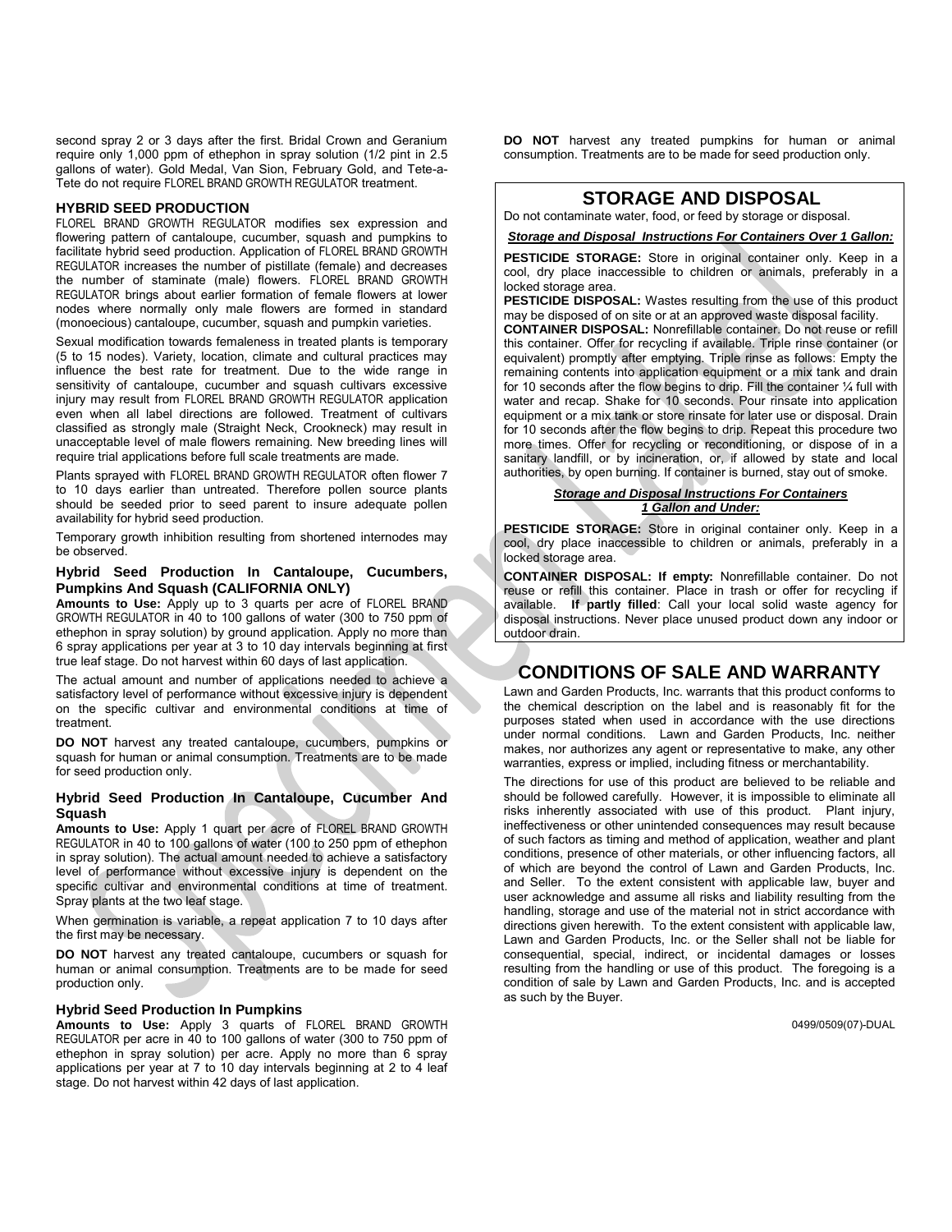second spray 2 or 3 days after the first. Bridal Crown and Geranium require only 1,000 ppm of ethephon in spray solution (1/2 pint in 2.5 gallons of water). Gold Medal, Van Sion, February Gold, and Tete-a-Tete do not require FLOREL BRAND GROWTH REGULATOR treatment.

### HYBRID SEED PRODUCTION

FLOREL BRAND GROWTH REGULATOR modifies sex expression and flowering pattern of cantaloupe, cucumber, squash and pumpkins to facilitate hybrid seed production. Application of FLOREL BRAND GROWTH REGULATOR increases the number of pistillate (female) and decreases the number of staminate (male) flowers. FLOREL BRAND GROWTH REGULATOR brings about earlier formation of female flowers at lower nodes where normally only male flowers are formed in standard (monoecious) cantaloupe, cucumber, squash and pumpkin varieties.

Sexual modification towards femaleness in treated plants is temporary (5 to 15 nodes). Variety, location, climate and cultural practices may influence the best rate for treatment. Due to the wide range in sensitivity of cantaloupe, cucumber and squash cultivars excessive injury may result from FLOREL BRAND GROWTH REGULATOR application even when all label directions are followed. Treatment of cultivars classified as strongly male (Straight Neck, Crookneck) may result in unacceptable level of male flowers remaining. New breeding lines will require trial applications before full scale treatments are made.

Plants sprayed with FLOREL BRAND GROWTH REGULATOR often flower 7 to 10 days earlier than untreated. Therefore pollen source plants should be seeded prior to seed parent to insure adequate pollen availability for hybrid seed production.

Temporary growth inhibition resulting from shortened internodes may be observed.

#### Hybrid Seed Production In Cantaloupe, Cucumbers, Pumpkins And Squash (CALIFORNIA ONLY)

**Amounts to Use:** Apply up to 3 quarts per acre of FLOREL BRAND GROWTH REGULATOR in 40 to 100 gallons of water (300 to 750 ppm of ethephon in spray solution) by ground application. Apply no more than 6 spray applications per year at 3 to 10 day intervals beginning at first true leaf stage. Do not harvest within 60 days of last application.

The actual amount and number of applications needed to achieve a satisfactory level of performance without excessive injury is dependent on the specific cultivar and environmental conditions at time of treatment.

**DO NOT** harvest any treated cantaloupe, cucumbers, pumpkins or squash for human or animal consumption. Treatments are to be made for seed production only.

#### Hybrid Seed Production In Cantaloupe, Cucumber And Squash

**Amounts to Use:** Apply 1 quart per acre of FLOREL BRAND GROWTH REGULATOR in 40 to 100 gallons of water (100 to 250 ppm of ethephon in spray solution). The actual amount needed to achieve a satisfactory level of performance without excessive injury is dependent on the specific cultivar and environmental conditions at time of treatment. Spray plants at the two leaf stage.

When germination is variable, a repeat application 7 to 10 days after the first may be necessary.

**DO NOT** harvest any treated cantaloupe, cucumbers or squash for human or animal consumption. Treatments are to be made for seed production only.

#### Hybrid Seed Production In Pumpkins

**Amounts to Use:** Apply 3 quarts of FLOREL BRAND GROWTH REGULATOR per acre in 40 to 100 gallons of water (300 to 750 ppm of ethephon in spray solution) per acre. Apply no more than 6 spray applications per year at 7 to 10 day intervals beginning at 2 to 4 leaf stage. Do not harvest within 42 days of last application.

**DO NOT** harvest any treated pumpkins for human or animal consumption. Treatments are to be made for seed production only.

## STORAGE AND DISPOSAL

Do not contaminate water, food, or feed by storage or disposal.

***Storage and Disposal Instructions For Containers Over 1 Gallon:***

**PESTICIDE STORAGE:** Store in original container only. Keep in a cool, dry place inaccessible to children or animals, preferably in a locked storage area.

**PESTICIDE DISPOSAL:** Wastes resulting from the use of this product may be disposed of on site or at an approved waste disposal facility.

**CONTAINER DISPOSAL:** Nonrefillable container. Do not reuse or refill this container. Offer for recycling if available. Triple rinse container (or equivalent) promptly after emptying. Triple rinse as follows: Empty the remaining contents into application equipment or a mix tank and drain for 10 seconds after the flow begins to drip. Fill the container ¼ full with water and recap. Shake for 10 seconds. Pour rinsate into application equipment or a mix tank or store rinsate for later use or disposal. Drain for 10 seconds after the flow begins to drip. Repeat this procedure two more times. Offer for recycling or reconditioning, or dispose of in a sanitary landfill, or by incineration, or, if allowed by state and local authorities, by open burning. If container is burned, stay out of smoke.

***Storage and Disposal Instructions For Containers 1 Gallon and Under:***

**PESTICIDE STORAGE:** Store in original container only. Keep in a cool, dry place inaccessible to children or animals, preferably in a locked storage area.

**CONTAINER DISPOSAL: If empty:** Nonrefillable container. Do not reuse or refill this container. Place in trash or offer for recycling if available. **If partly filled**: Call your local solid waste agency for disposal instructions. Never place unused product down any indoor or outdoor drain.

## CONDITIONS OF SALE AND WARRANTY

Lawn and Garden Products, Inc. warrants that this product conforms to the chemical description on the label and is reasonably fit for the purposes stated when used in accordance with the use directions under normal conditions. Lawn and Garden Products, Inc. neither makes, nor authorizes any agent or representative to make, any other warranties, express or implied, including fitness or merchantability.

The directions for use of this product are believed to be reliable and should be followed carefully. However, it is impossible to eliminate all risks inherently associated with use of this product. Plant injury, ineffectiveness or other unintended consequences may result because of such factors as timing and method of application, weather and plant conditions, presence of other materials, or other influencing factors, all of which are beyond the control of Lawn and Garden Products, Inc. and Seller. To the extent consistent with applicable law, buyer and user acknowledge and assume all risks and liability resulting from the handling, storage and use of the material not in strict accordance with directions given herewith. To the extent consistent with applicable law, Lawn and Garden Products, Inc. or the Seller shall not be liable for consequential, special, indirect, or incidental damages or losses resulting from the handling or use of this product. The foregoing is a condition of sale by Lawn and Garden Products, Inc. and is accepted as such by the Buyer.

0499/0509(07)-DUAL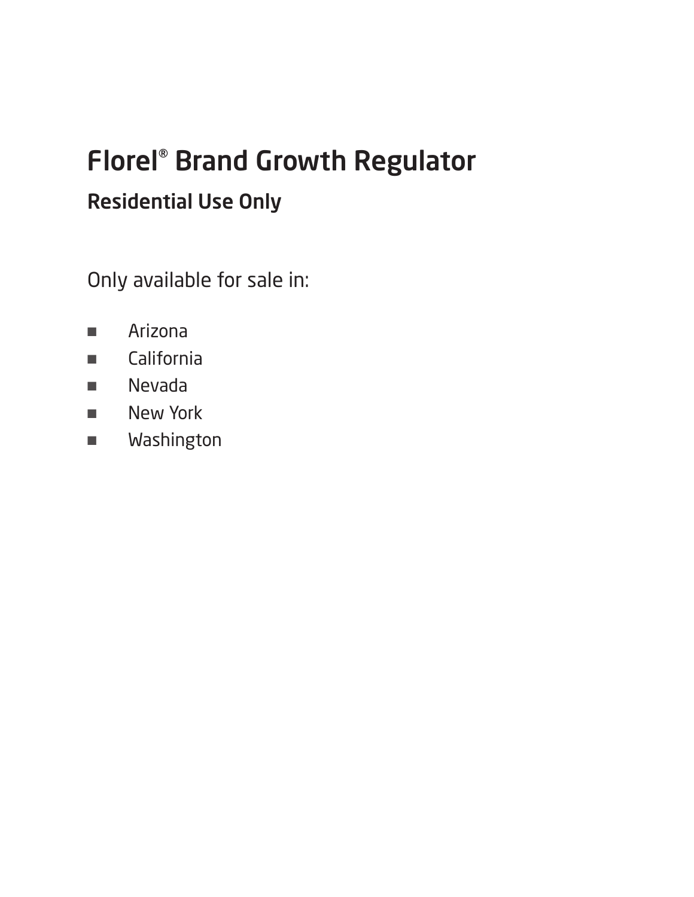# Florel® Brand Growth Regulator

## Residential Use Only

Only available for sale in:

- Arizona
- California
- Nevada
- New York
- Washington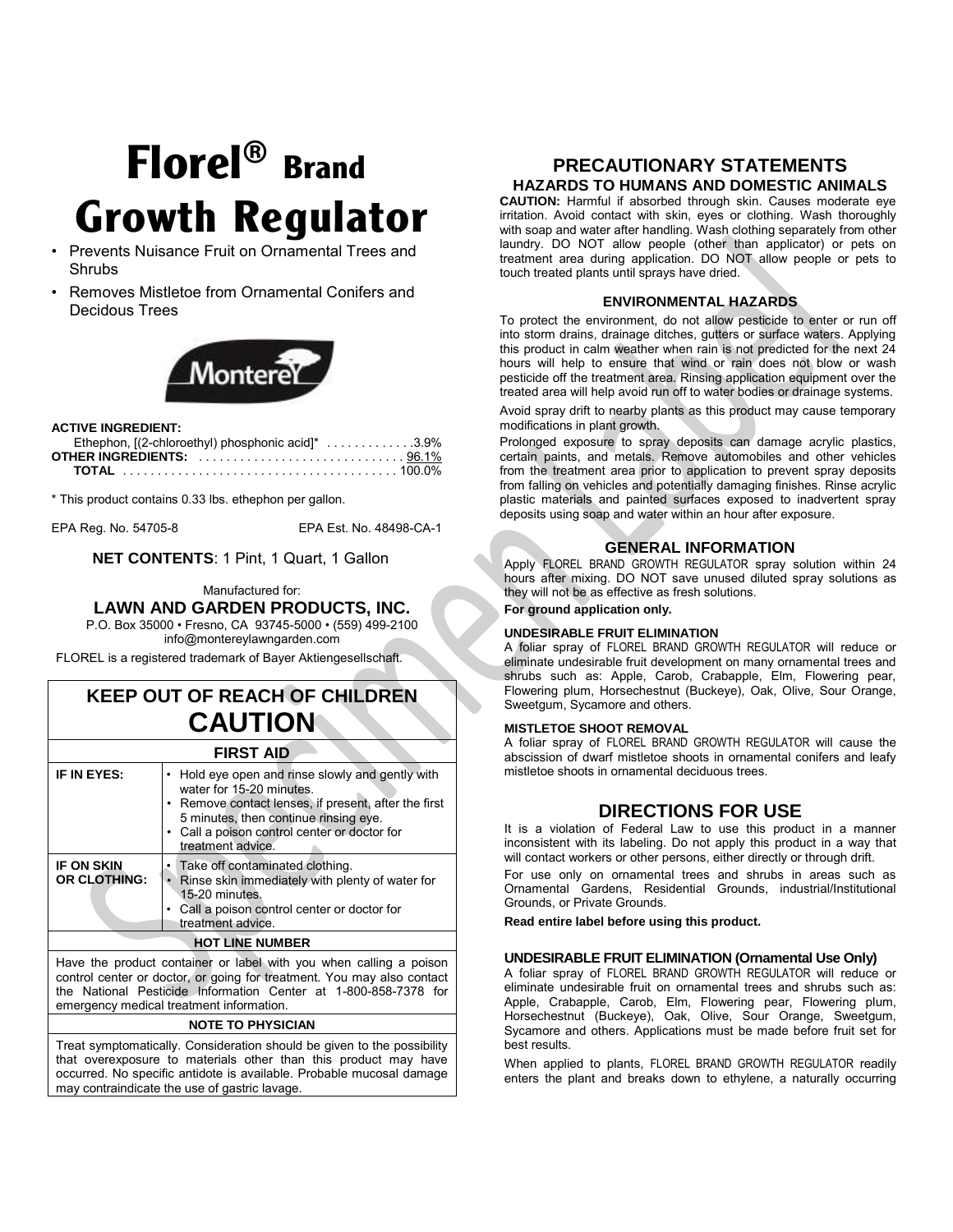# Florel® Brand Growth Regulator

- Prevents Nuisance Fruit on Ornamental Trees and Shrubs
- Removes Mistletoe from Ornamental Conifers and Decidous Trees

Monterey

**ACTIVE INGREDIENT:**

| | |
|---|---|
| Ethephon, [(2-chloroethyl) phosphonic acid]* | 3.9% |
| **OTHER INGREDIENTS:** | 96.1% |
| **TOTAL** | 100.0% |

* This product contains 0.33 lbs. ethephon per gallon.

EPA Reg. No. 54705-8 EPA Est. No. 48498-CA-1

**NET CONTENTS**: 1 Pint, 1 Quart, 1 Gallon

Manufactured for:

**LAWN AND GARDEN PRODUCTS, INC.**

P.O. Box 35000 • Fresno, CA 93745-5000 • (559) 499-2100
info@montereylawngarden.com

FLOREL is a registered trademark of Bayer Aktiengesellschaft.

## KEEP OUT OF REACH OF CHILDREN
## CAUTION

### FIRST AID

| | |
|---|---|
| **IF IN EYES:** | • Hold eye open and rinse slowly and gently with water for 15-20 minutes. • Remove contact lenses, if present, after the first 5 minutes, then continue rinsing eye. • Call a poison control center or doctor for treatment advice. |
| **IF ON SKIN OR CLOTHING:** | • Take off contaminated clothing. • Rinse skin immediately with plenty of water for 15-20 minutes. • Call a poison control center or doctor for treatment advice. |

**HOT LINE NUMBER**

Have the product container or label with you when calling a poison control center or doctor, or going for treatment. You may also contact the National Pesticide Information Center at 1-800-858-7378 for emergency medical treatment information.

**NOTE TO PHYSICIAN**

Treat symptomatically. Consideration should be given to the possibility that overexposure to materials other than this product may have occurred. No specific antidote is available. Probable mucosal damage may contraindicate the use of gastric lavage.

## PRECAUTIONARY STATEMENTS

### HAZARDS TO HUMANS AND DOMESTIC ANIMALS

**CAUTION:** Harmful if absorbed through skin. Causes moderate eye irritation. Avoid contact with skin, eyes or clothing. Wash thoroughly with soap and water after handling. Wash clothing separately from other laundry. DO NOT allow people (other than applicator) or pets on treatment area during application. DO NOT allow people or pets to touch treated plants until sprays have dried.

### ENVIRONMENTAL HAZARDS

To protect the environment, do not allow pesticide to enter or run off into storm drains, drainage ditches, gutters or surface waters. Applying this product in calm weather when rain is not predicted for the next 24 hours will help to ensure that wind or rain does not blow or wash pesticide off the treatment area. Rinsing application equipment over the treated area will help avoid run off to water bodies or drainage systems.

Avoid spray drift to nearby plants as this product may cause temporary modifications in plant growth.

Prolonged exposure to spray deposits can damage acrylic plastics, certain paints, and metals. Remove automobiles and other vehicles from the treatment area prior to application to prevent spray deposits from falling on vehicles and potentially damaging finishes. Rinse acrylic plastic materials and painted surfaces exposed to inadvertent spray deposits using soap and water within an hour after exposure.

## GENERAL INFORMATION

Apply FLOREL BRAND GROWTH REGULATOR spray solution within 24 hours after mixing. DO NOT save unused diluted spray solutions as they will not be as effective as fresh solutions.

**For ground application only.**

**UNDESIRABLE FRUIT ELIMINATION**

A foliar spray of FLOREL BRAND GROWTH REGULATOR will reduce or eliminate undesirable fruit development on many ornamental trees and shrubs such as: Apple, Carob, Crabapple, Elm, Flowering pear, Flowering plum, Horsechestnut (Buckeye), Oak, Olive, Sour Orange, Sweetgum, Sycamore and others.

**MISTLETOE SHOOT REMOVAL**

A foliar spray of FLOREL BRAND GROWTH REGULATOR will cause the abscission of dwarf mistletoe shoots in ornamental conifers and leafy mistletoe shoots in ornamental deciduous trees.

## DIRECTIONS FOR USE

It is a violation of Federal Law to use this product in a manner inconsistent with its labeling. Do not apply this product in a way that will contact workers or other persons, either directly or through drift.

For use only on ornamental trees and shrubs in areas such as Ornamental Gardens, Residential Grounds, industrial/Institutional Grounds, or Private Grounds.

**Read entire label before using this product.**

**UNDESIRABLE FRUIT ELIMINATION (Ornamental Use Only)**

A foliar spray of FLOREL BRAND GROWTH REGULATOR will reduce or eliminate undesirable fruit on ornamental trees and shrubs such as: Apple, Crabapple, Carob, Elm, Flowering pear, Flowering plum, Horsechestnut (Buckeye), Oak, Olive, Sour Orange, Sweetgum, Sycamore and others. Applications must be made before fruit set for best results.

When applied to plants, FLOREL BRAND GROWTH REGULATOR readily enters the plant and breaks down to ethylene, a naturally occurring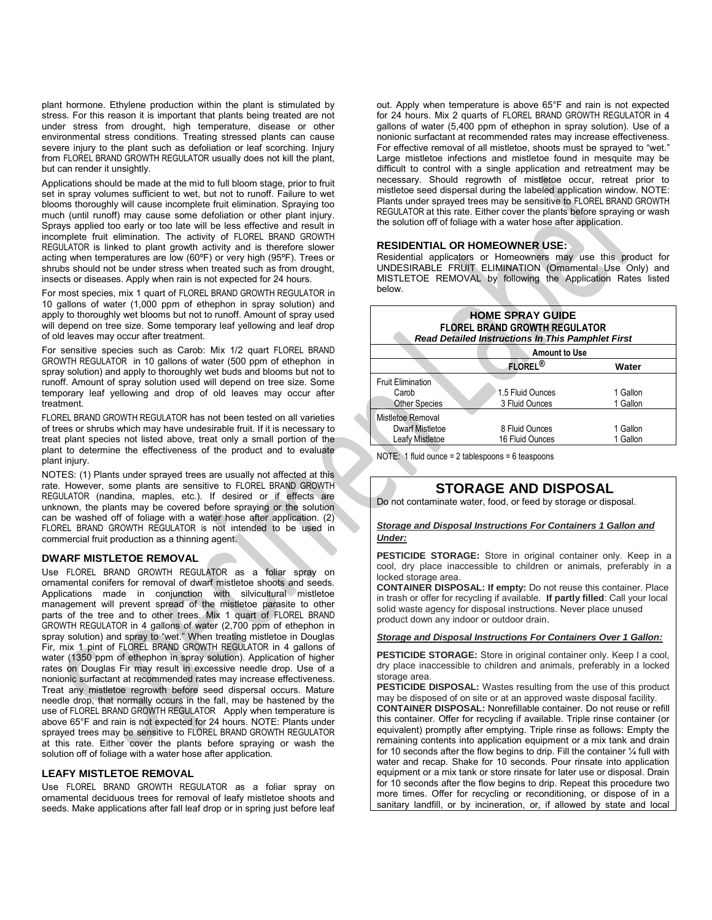plant hormone. Ethylene production within the plant is stimulated by stress. For this reason it is important that plants being treated are not under stress from drought, high temperature, disease or other environmental stress conditions. Treating stressed plants can cause severe injury to the plant such as defoliation or leaf scorching. Injury from FLOREL BRAND GROWTH REGULATOR usually does not kill the plant, but can render it unsightly.

Applications should be made at the mid to full bloom stage, prior to fruit set in spray volumes sufficient to wet, but not to runoff. Failure to wet blooms thoroughly will cause incomplete fruit elimination. Spraying too much (until runoff) may cause some defoliation or other plant injury. Sprays applied too early or too late will be less effective and result in incomplete fruit elimination. The activity of FLOREL BRAND GROWTH REGULATOR is linked to plant growth activity and is therefore slower acting when temperatures are low (60ºF) or very high (95ºF). Trees or shrubs should not be under stress when treated such as from drought, insects or diseases. Apply when rain is not expected for 24 hours.

For most species, mix 1 quart of FLOREL BRAND GROWTH REGULATOR in 10 gallons of water (1,000 ppm of ethephon in spray solution) and apply to thoroughly wet blooms but not to runoff. Amount of spray used will depend on tree size. Some temporary leaf yellowing and leaf drop of old leaves may occur after treatment.

For sensitive species such as Carob: Mix 1/2 quart FLOREL BRAND GROWTH REGULATOR in 10 gallons of water (500 ppm of ethephon in spray solution) and apply to thoroughly wet buds and blooms but not to runoff. Amount of spray solution used will depend on tree size. Some temporary leaf yellowing and drop of old leaves may occur after treatment.

FLOREL BRAND GROWTH REGULATOR has not been tested on all varieties of trees or shrubs which may have undesirable fruit. If it is necessary to treat plant species not listed above, treat only a small portion of the plant to determine the effectiveness of the product and to evaluate plant injury.

NOTES: (1) Plants under sprayed trees are usually not affected at this rate. However, some plants are sensitive to FLOREL BRAND GROWTH REGULATOR (nandina, maples, etc.). If desired or if effects are unknown, the plants may be covered before spraying or the solution can be washed off of foliage with a water hose after application. (2) FLOREL BRAND GROWTH REGULATOR is not intended to be used in commercial fruit production as a thinning agent.

### DWARF MISTLETOE REMOVAL

Use FLOREL BRAND GROWTH REGULATOR as a foliar spray on ornamental conifers for removal of dwarf mistletoe shoots and seeds. Applications made in conjunction with silvicultural mistletoe management will prevent spread of the mistletoe parasite to other parts of the tree and to other trees. Mix 1 quart of FLOREL BRAND GROWTH REGULATOR in 4 gallons of water (2,700 ppm of ethephon in spray solution) and spray to "wet." When treating mistletoe in Douglas Fir, mix 1 pint of FLOREL BRAND GROWTH REGULATOR in 4 gallons of water (1350 ppm of ethephon in spray solution). Application of higher rates on Douglas Fir may result in excessive needle drop. Use of a nonionic surfactant at recommended rates may increase effectiveness. Treat any mistletoe regrowth before seed dispersal occurs. Mature needle drop, that normally occurs in the fall, may be hastened by the use of FLOREL BRAND GROWTH REGULATOR Apply when temperature is above 65°F and rain is not expected for 24 hours. NOTE: Plants under sprayed trees may be sensitive to FLOREL BRAND GROWTH REGULATOR at this rate. Either cover the plants before spraying or wash the solution off of foliage with a water hose after application.

### LEAFY MISTLETOE REMOVAL

Use FLOREL BRAND GROWTH REGULATOR as a foliar spray on ornamental deciduous trees for removal of leafy mistletoe shoots and seeds. Make applications after fall leaf drop or in spring just before leaf out. Apply when temperature is above 65°F and rain is not expected for 24 hours. Mix 2 quarts of FLOREL BRAND GROWTH REGULATOR in 4 gallons of water (5,400 ppm of ethephon in spray solution). Use of a nonionic surfactant at recommended rates may increase effectiveness. For effective removal of all mistletoe, shoots must be sprayed to "wet." Large mistletoe infections and mistletoe found in mesquite may be difficult to control with a single application and retreatment may be necessary. Should regrowth of mistletoe occur, retreat prior to mistletoe seed dispersal during the labeled application window. NOTE: Plants under sprayed trees may be sensitive to FLOREL BRAND GROWTH REGULATOR at this rate. Either cover the plants before spraying or wash the solution off of foliage with a water hose after application.

### RESIDENTIAL OR HOMEOWNER USE:

Residential applicators or Homeowners may use this product for UNDESIRABLE FRUIT ELIMINATION (Ornamental Use Only) and MISTLETOE REMOVAL by following the Application Rates listed below.

**HOME SPRAY GUIDE**
**FLOREL BRAND GROWTH REGULATOR**
***Read Detailed Instructions In This Pamphlet First***

| | Amount to Use | |
|---|---|---|
| | **FLOREL®** | **Water** |
| Fruit Elimination | | |
| Carob | 1.5 Fluid Ounces | 1 Gallon |
| Other Species | 3 Fluid Ounces | 1 Gallon |
| Mistletoe Removal | | |
| Dwarf Mistletoe | 8 Fluid Ounces | 1 Gallon |
| Leafy Mistletoe | 16 Fluid Ounces | 1 Gallon |

NOTE: 1 fluid ounce = 2 tablespoons = 6 teaspoons

## STORAGE AND DISPOSAL

Do not contaminate water, food, or feed by storage or disposal.

***Storage and Disposal Instructions For Containers 1 Gallon and Under:***

**PESTICIDE STORAGE:** Store in original container only. Keep in a cool, dry place inaccessible to children or animals, preferably in a locked storage area.
**CONTAINER DISPOSAL: If empty:** Do not reuse this container. Place in trash or offer for recycling if available. **If partly filled**: Call your local solid waste agency for disposal instructions. Never place unused product down any indoor or outdoor drain.

***Storage and Disposal Instructions For Containers Over 1 Gallon:***

**PESTICIDE STORAGE:** Store in original container only. Keep I a cool, dry place inaccessible to children and animals, preferably in a locked storage area.
**PESTICIDE DISPOSAL:** Wastes resulting from the use of this product may be disposed of on site or at an approved waste disposal facility.
**CONTAINER DISPOSAL:** Nonrefillable container. Do not reuse or refill this container. Offer for recycling if available. Triple rinse container (or equivalent) promptly after emptying. Triple rinse as follows: Empty the remaining contents into application equipment or a mix tank and drain for 10 seconds after the flow begins to drip. Fill the container ¼ full with water and recap. Shake for 10 seconds. Pour rinsate into application equipment or a mix tank or store rinsate for later use or disposal. Drain for 10 seconds after the flow begins to drip. Repeat this procedure two more times. Offer for recycling or reconditioning, or dispose of in a sanitary landfill, or by incineration, or, if allowed by state and local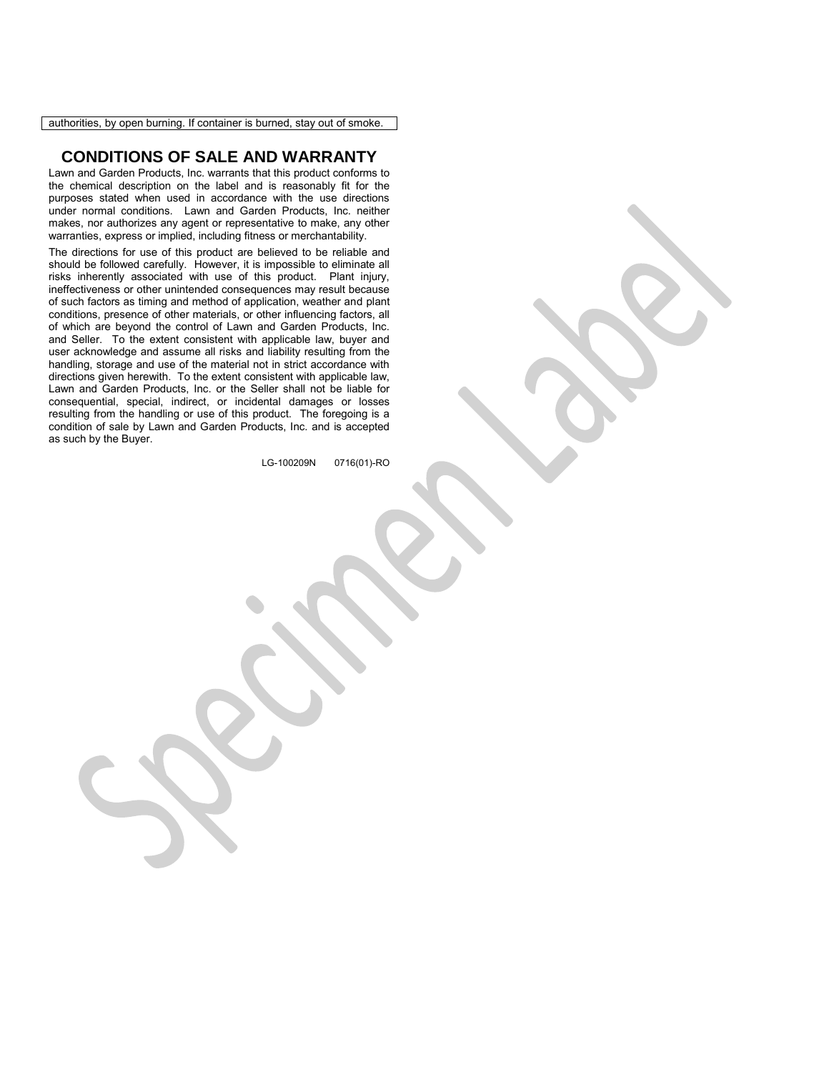authorities, by open burning. If container is burned, stay out of smoke.

## CONDITIONS OF SALE AND WARRANTY

Lawn and Garden Products, Inc. warrants that this product conforms to the chemical description on the label and is reasonably fit for the purposes stated when used in accordance with the use directions under normal conditions. Lawn and Garden Products, Inc. neither makes, nor authorizes any agent or representative to make, any other warranties, express or implied, including fitness or merchantability.

The directions for use of this product are believed to be reliable and should be followed carefully. However, it is impossible to eliminate all risks inherently associated with use of this product. Plant injury, ineffectiveness or other unintended consequences may result because of such factors as timing and method of application, weather and plant conditions, presence of other materials, or other influencing factors, all of which are beyond the control of Lawn and Garden Products, Inc. and Seller. To the extent consistent with applicable law, buyer and user acknowledge and assume all risks and liability resulting from the handling, storage and use of the material not in strict accordance with directions given herewith. To the extent consistent with applicable law, Lawn and Garden Products, Inc. or the Seller shall not be liable for consequential, special, indirect, or incidental damages or losses resulting from the handling or use of this product. The foregoing is a condition of sale by Lawn and Garden Products, Inc. and is accepted as such by the Buyer.

LG-100209N 0716(01)-RO

Specimen Label